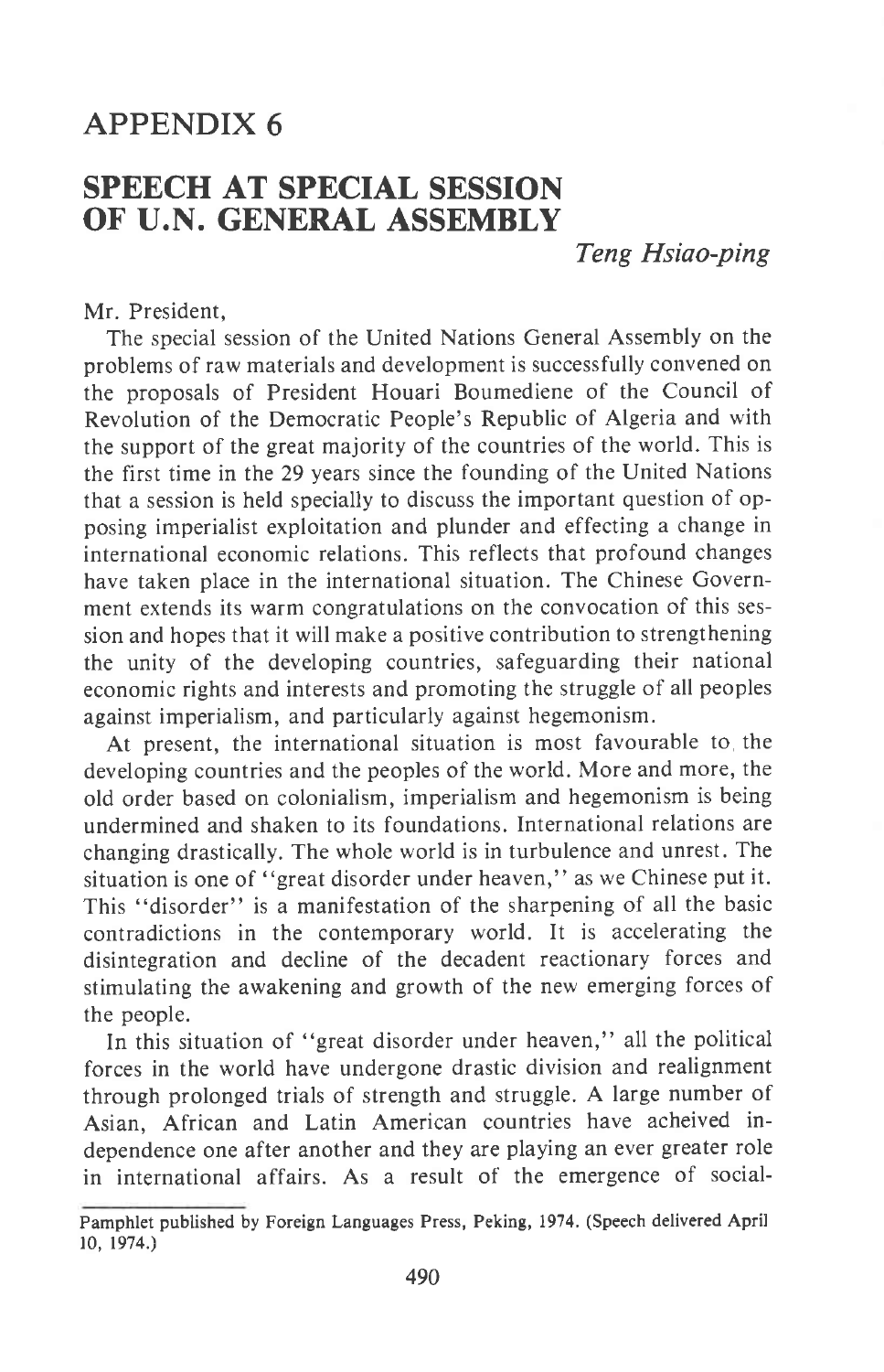# APPENDIX 6

## SPEECH AT SPECIAL SESSION OF U.N. GENERAL ASSEMBLY

*Teng Hsiao-ping*

Mr. President,

The special session of the United Nations General Assembly on the problems of raw materials and development is successfully convened on the proposals of President Houari Boumediene of the Council of Revolution of the Democratic People's Republic of Algeria and with the support of the great majority of the countries of the world. This is the first time in the 29 years since the founding of the United Nations that a session is held specially to discuss the important question of opposing imperialist exploitation and plunder and effecting a change in international economic relations. This reflects that profound changes have taken place in the international situation. The Chinese Government extends its warm congratulations on the convocation of this session and hopes that it will make a positive contribution to strengthening the unity of the developing countries, safeguarding their national economic rights and interests and promoting the struggle of all peoples against imperialism, and particularly against hegemonism.

At present, the international situation is most favourable to the developing countries and the peoples of the world. More and more, the old order based on colonialism, imperialism and hegemonism is being undermined and shaken to its foundations. International relations are changing drastically. The whole world is in turbulence and unrest. The situation is one of "great disorder under heaven," as we Chinese put it. This "disorder" is a manifestation of the sharpening of all the basic contradictions in the contemporary world. It is accelerating the disintegration and decline of the decadent reactionary forces and stimulating the awakening and growth of the new emerging forces of the people.

In this situation of "great disorder under heaven," all the political forces in the world have undergone drastic division and realignment through prolonged trials of strength and struggle. A large number of Asian, African and Latin American countries have acheived independence one after another and they are playing an ever greater role in international affairs. As a result of the emergence of social-

Pamphlet published by Foreign Languages Press, Peking, 1974. (Speech delivered April 10, 1974.)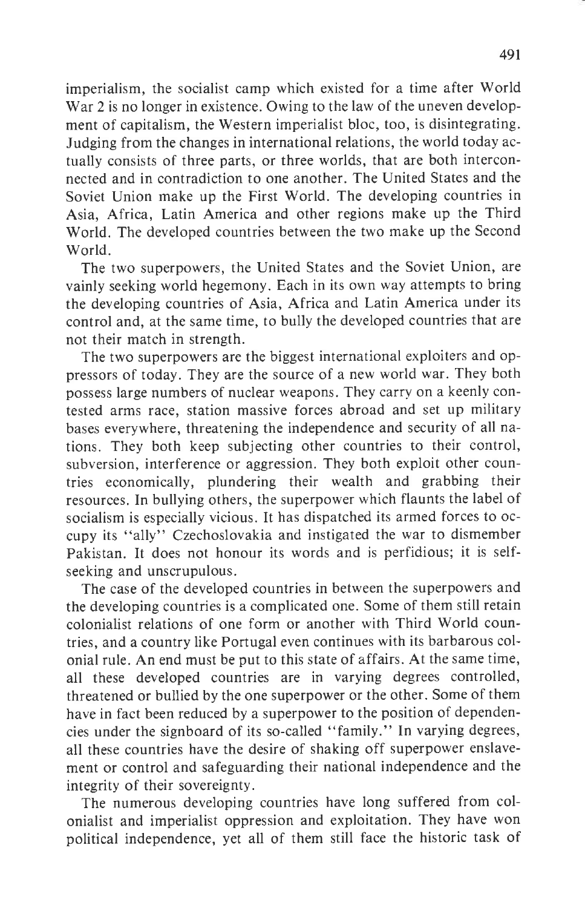imperialism, the socialist camp which existed for a time after World War 2 is no longer in existence. Owing to the law of the uneven development of capitalism, the Western imperialist bloc, too, is disintegrating. Judging from the changes in international relations, the world today actually consists of three parts, or three worlds, that are both interconnected and in contradiction to one another. The United States and the Soviet Union make up the First World. The developing countries in Asia, Africa, Latin America and other regions make up the Third World. The developed countries between the two make up the Second World.

The two superpowers, the United States and the Soviet Union, are vainly seeking world hegemony. Each in its own way attempts to bring the developing countries of Asia, Africa and Latin America under its control and, at the same time, to bully the developed countries that are not their match in strength.

The two superpowers are the biggest international exploiters and oppressors of today. They are the source of a new world war. They both possess large numbers of nuclear weapons. They carry on a keenly contested arms race, station massive forces abroad and set up military bases everywhere, threatening the independence and security of all nations. They both keep subjecting other countries to their control, subversion, interference or aggression. They both exploit other countries economically, plundering their wealth and grabbing their resources. In bullying others, the superpower which flaunts the label of socialism is especially vicious. It has dispatched its armed forces to occupy its "ally" Czechoslovakia and instigated the war to dismember Pakistan. It does not honour its words and is perfidious; it is self-seeking and unscrupulous.

The case of the developed countries in between the superpowers and the developing countries is a complicated one. Some of them still retain colonialist relations of one form or another with Third World countries, and a country like Portugal even continues with its barbarous colonial rule. An end must be put to this state of affairs. At the same time, all these developed countries are in varying degrees controlled, threatened or bullied by the one superpower or the other. Some of them have in fact been reduced by a superpower to the position of dependencies under the signboard of its so-called "family." In varying degrees, all these countries have the desire of shaking off superpower enslavement or control and safeguarding their national independence and the integrity of their sovereignty.

The numerous developing countries have long suffered from colonialist and imperialist oppression and exploitation. They have won political independence, yet all of them still face the historic task of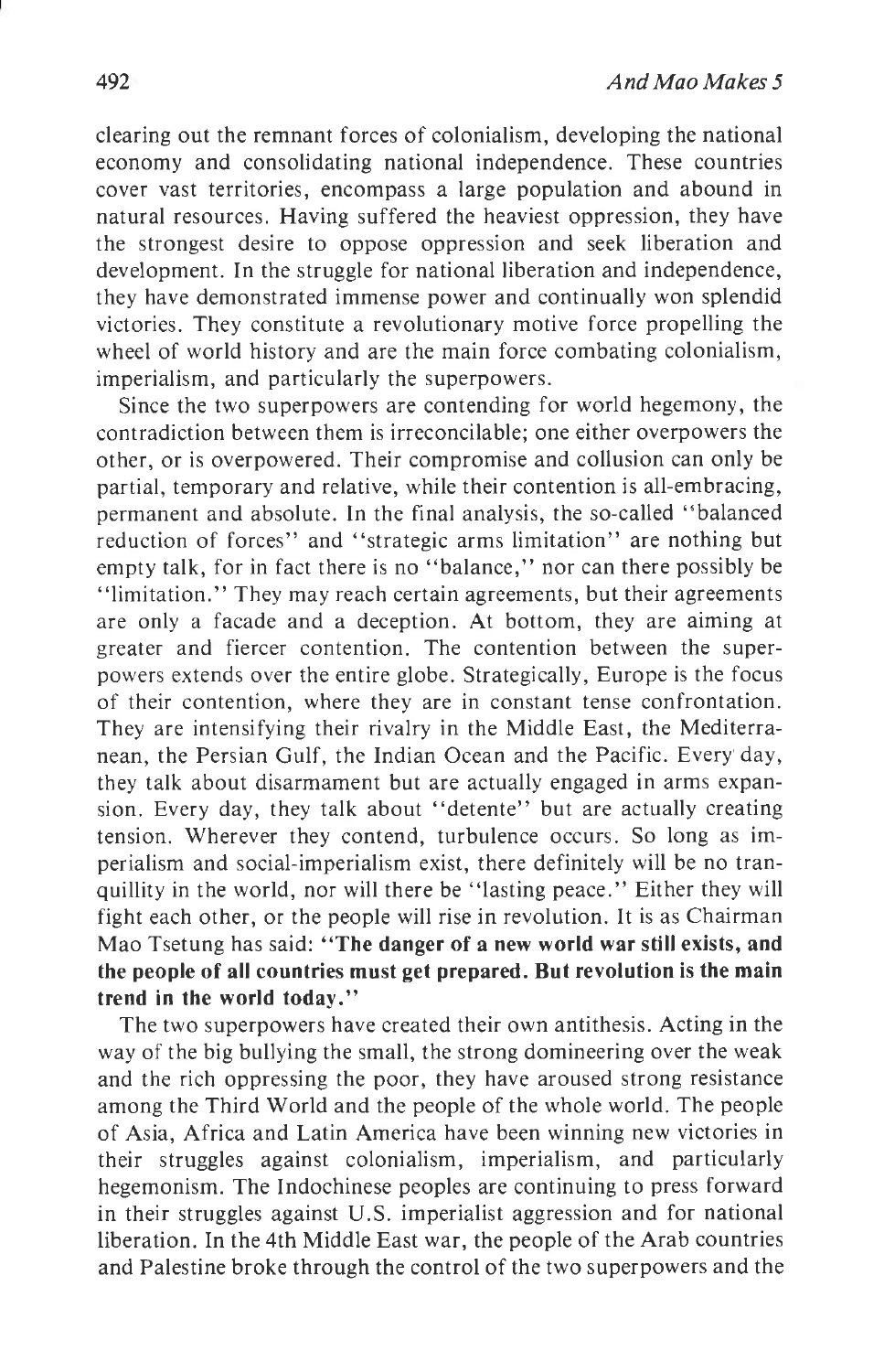clearing out the remnant forces of colonialism, developing the national economy and consolidating national independence. These countries cover vast territories, encompass a large population and abound in natural resources. Having suffered the heaviest oppression, they have the strongest desire to oppose oppression and seek liberation and development. In the struggle for national liberation and independence, they have demonstrated immense power and continually won splendid victories. They constitute a revolutionary motive force propelling the wheel of world history and are the main force combating colonialism, imperialism, and particularly the superpowers.

Since the two superpowers are contending for world hegemony, the contradiction between them is irreconcilable; one either overpowers the other, or is overpowered. Their compromise and collusion can only be partial, temporary and relative, while their contention is all-embracing, permanent and absolute. In the final analysis, the so-called "balanced reduction of forces" and "strategic arms limitation" are nothing but empty talk, for in fact there is no "balance," nor can there possibly be "limitation." They may reach certain agreements, but their agreements are only a facade and a deception. At bottom, they are aiming at greater and fiercer contention. The contention between the superpowers extends over the entire globe. Strategically, Europe is the focus of their contention, where they are in constant tense confrontation. They are intensifying their rivalry in the Middle East, the Mediterranean, the Persian Gulf, the Indian Ocean and the Pacific. Every day, they talk about disarmament but are actually engaged in arms expansion. Every day, they talk about "detente" but are actually creating tension. Wherever they contend, turbulence occurs. So long as imperialism and social-imperialism exist, there definitely will be no tranquillity in the world, nor will there be "lasting peace." Either they will fight each other, or the people will rise in revolution. It is as Chairman Mao Tsetung has said: **"The danger of a new world war still exists, and the people of all countries must get prepared. But revolution is the main trend in the world today."**

The two superpowers have created their own antithesis. Acting in the way of the big bullying the small, the strong domineering over the weak and the rich oppressing the poor, they have aroused strong resistance among the Third World and the people of the whole world. The people of Asia, Africa and Latin America have been winning new victories in their struggles against colonialism, imperialism, and particularly hegemonism. The Indochinese peoples are continuing to press forward in their struggles against U.S. imperialist aggression and for national liberation. In the 4th Middle East war, the people of the Arab countries and Palestine broke through the control of the two superpowers and the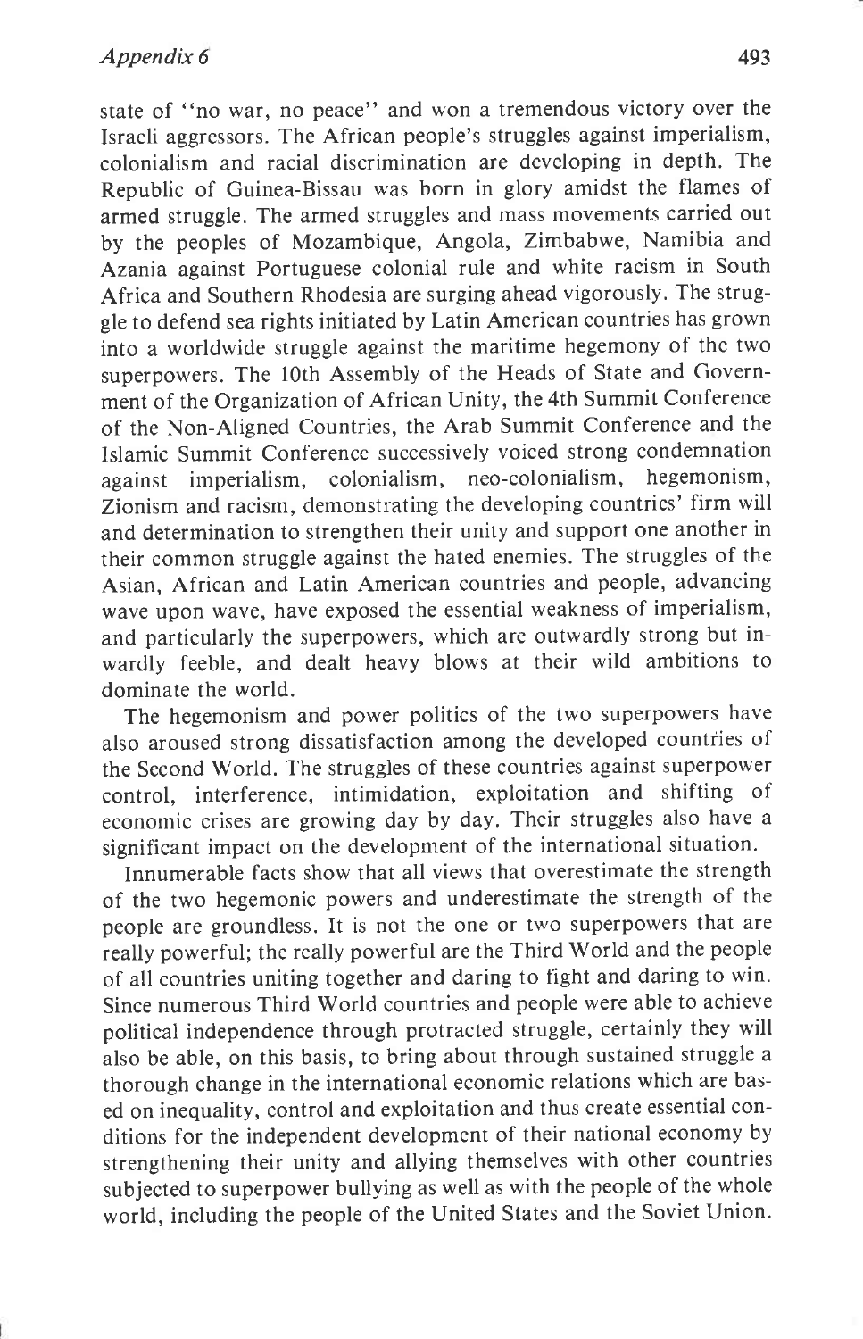state of "no war, no peace" and won a tremendous victory over the Israeli aggressors. The African people's struggles against imperialism, colonialism and racial discrimination are developing in depth. The Republic of Guinea-Bissau was born in glory amidst the flames of armed struggle. The armed struggles and mass movements carried out by the peoples of Mozambique, Angola, Zimbabwe, Namibia and Azania against Portuguese colonial rule and white racism in South Africa and Southern Rhodesia are surging ahead vigorously. The struggle to defend sea rights initiated by Latin American countries has grown into a worldwide struggle against the maritime hegemony of the two superpowers. The 10th Assembly of the Heads of State and Government of the Organization of African Unity, the 4th Summit Conference of the Non-Aligned Countries, the Arab Summit Conference and the Islamic Summit Conference successively voiced strong condemnation against imperialism, colonialism, neo-colonialism, hegemonism, Zionism and racism, demonstrating the developing countries' firm will and determination to strengthen their unity and support one another in their common struggle against the hated enemies. The struggles of the Asian, African and Latin American countries and people, advancing wave upon wave, have exposed the essential weakness of imperialism, and particularly the superpowers, which are outwardly strong but inwardly feeble, and dealt heavy blows at their wild ambitions to dominate the world.

The hegemonism and power politics of the two superpowers have also aroused strong dissatisfaction among the developed countries of the Second World. The struggles of these countries against superpower control, interference, intimidation, exploitation and shifting of economic crises are growing day by day. Their struggles also have a significant impact on the development of the international situation.

Innumerable facts show that all views that overestimate the strength of the two hegemonic powers and underestimate the strength of the people are groundless. It is not the one or two superpowers that are really powerful; the really powerful are the Third World and the people of all countries uniting together and daring to fight and daring to win. Since numerous Third World countries and people were able to achieve political independence through protracted struggle, certainly they will also be able, on this basis, to bring about through sustained struggle a thorough change in the international economic relations which are based on inequality, control and exploitation and thus create essential conditions for the independent development of their national economy by strengthening their unity and allying themselves with other countries subjected to superpower bullying as well as with the people of the whole world, including the people of the United States and the Soviet Union.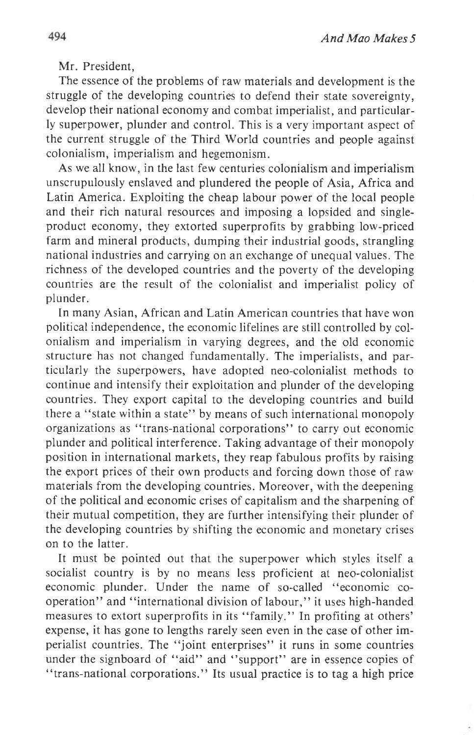Mr. President,

The essence of the problems of raw materials and development is the struggle of the developing countries to defend their state sovereignty, develop their national economy and combat imperialist, and particularly superpower, plunder and control. This is a very important aspect of the current struggle of the Third World countries and people against colonialism, imperialism and hegemonism.

As we all know, in the last few centuries colonialism and imperialism unscrupulously enslaved and plundered the people of Asia, Africa and Latin America. Exploiting the cheap labour power of the local people and their rich natural resources and imposing a lopsided and single-product economy, they extorted superprofits by grabbing low-priced farm and mineral products, dumping their industrial goods, strangling national industries and carrying on an exchange of unequal values. The richness of the developed countries and the poverty of the developing countries are the result of the colonialist and imperialist policy of plunder.

In many Asian, African and Latin American countries that have won political independence, the economic lifelines are still controlled by colonialism and imperialism in varying degrees, and the old economic structure has not changed fundamentally. The imperialists, and particularly the superpowers, have adopted neo-colonialist methods to continue and intensify their exploitation and plunder of the developing countries. They export capital to the developing countries and build there a "state within a state" by means of such international monopoly organizations as "trans-national corporations" to carry out economic plunder and political interference. Taking advantage of their monopoly position in international markets, they reap fabulous profits by raising the export prices of their own products and forcing down those of raw materials from the developing countries. Moreover, with the deepening of the political and economic crises of capitalism and the sharpening of their mutual competition, they are further intensifying their plunder of the developing countries by shifting the economic and monetary crises on to the latter.

It must be pointed out that the superpower which styles itself a socialist country is by no means less proficient at neo-colonialist economic plunder. Under the name of so-called "economic co-operation" and "international division of labour," it uses high-handed measures to extort superprofits in its "family." In profiting at others' expense, it has gone to lengths rarely seen even in the case of other imperialist countries. The "joint enterprises" it runs in some countries under the signboard of "aid" and "support" are in essence copies of "trans-national corporations." Its usual practice is to tag a high price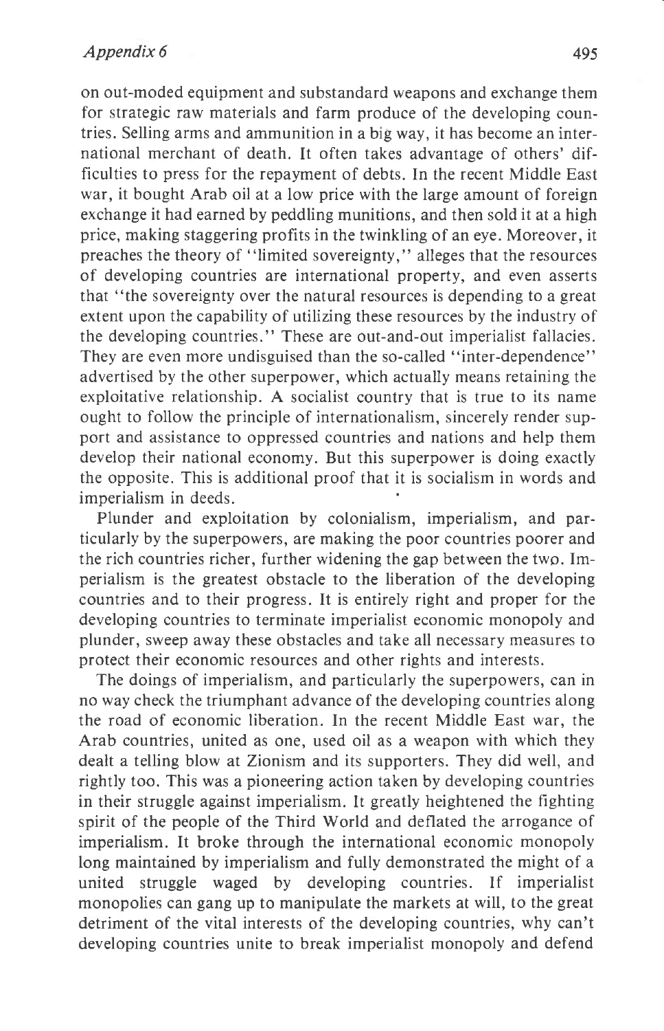on out-moded equipment and substandard weapons and exchange them for strategic raw materials and farm produce of the developing countries. Selling arms and ammunition in a big way, it has become an international merchant of death. It often takes advantage of others' difficulties to press for the repayment of debts. In the recent Middle East war, it bought Arab oil at a low price with the large amount of foreign exchange it had earned by peddling munitions, and then sold it at a high price, making staggering profits in the twinkling of an eye. Moreover, it preaches the theory of "limited sovereignty," alleges that the resources of developing countries are international property, and even asserts that "the sovereignty over the natural resources is depending to a great extent upon the capability of utilizing these resources by the industry of the developing countries." These are out-and-out imperialist fallacies. They are even more undisguised than the so-called "inter-dependence" advertised by the other superpower, which actually means retaining the exploitative relationship. A socialist country that is true to its name ought to follow the principle of internationalism, sincerely render support and assistance to oppressed countries and nations and help them develop their national economy. But this superpower is doing exactly the opposite. This is additional proof that it is socialism in words and imperialism in deeds.

Plunder and exploitation by colonialism, imperialism, and particularly by the superpowers, are making the poor countries poorer and the rich countries richer, further widening the gap between the two. Imperialism is the greatest obstacle to the liberation of the developing countries and to their progress. It is entirely right and proper for the developing countries to terminate imperialist economic monopoly and plunder, sweep away these obstacles and take all necessary measures to protect their economic resources and other rights and interests.

The doings of imperialism, and particularly the superpowers, can in no way check the triumphant advance of the developing countries along the road of economic liberation. In the recent Middle East war, the Arab countries, united as one, used oil as a weapon with which they dealt a telling blow at Zionism and its supporters. They did well, and rightly too. This was a pioneering action taken by developing countries in their struggle against imperialism. It greatly heightened the fighting spirit of the people of the Third World and deflated the arrogance of imperialism. It broke through the international economic monopoly long maintained by imperialism and fully demonstrated the might of a united struggle waged by developing countries. If imperialist monopolies can gang up to manipulate the markets at will, to the great detriment of the vital interests of the developing countries, why can't developing countries unite to break imperialist monopoly and defend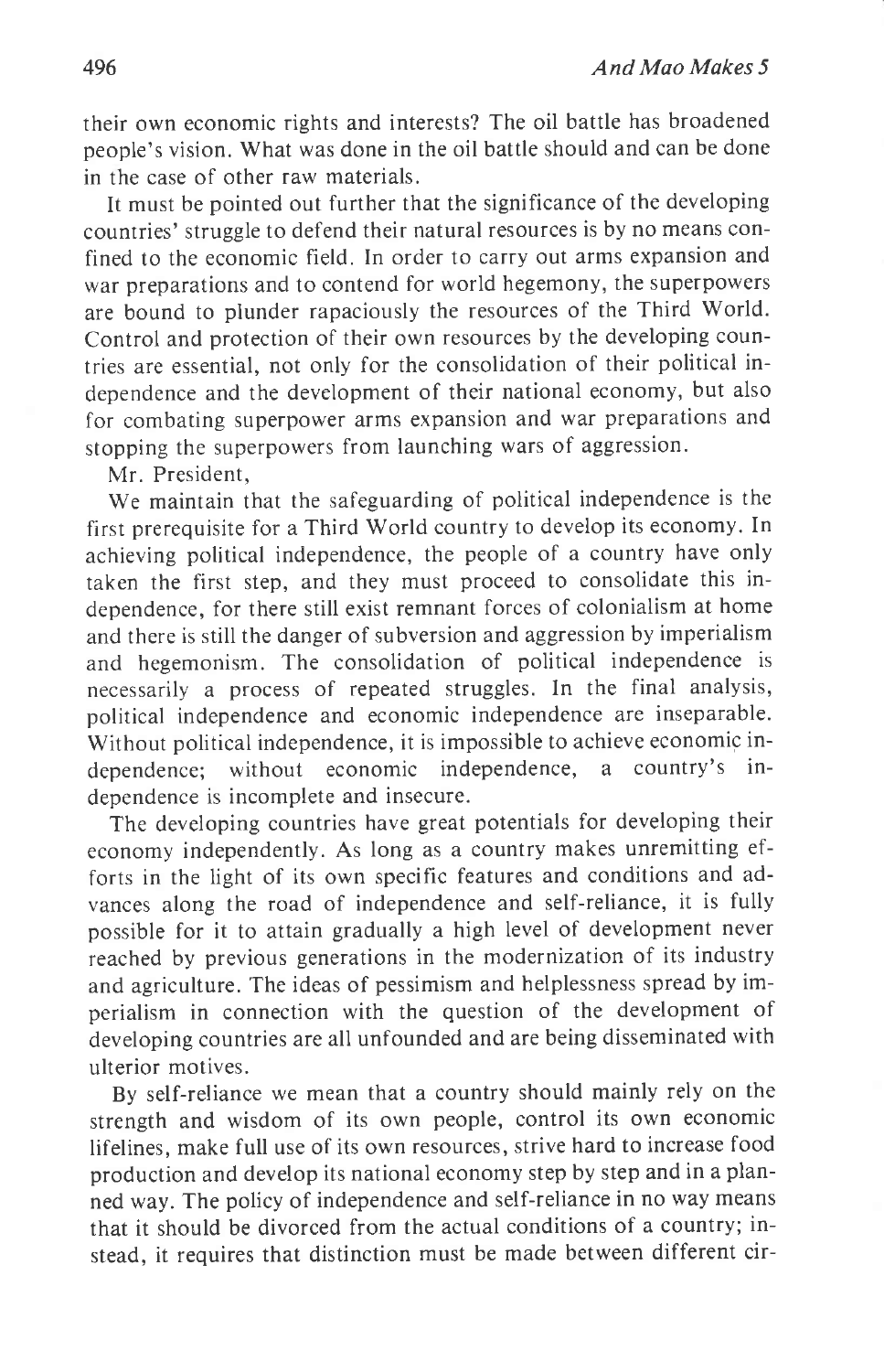their own economic rights and interests? The oil battle has broadened people's vision. What was done in the oil battle should and can be done in the case of other raw materials.

It must be pointed out further that the significance of the developing countries' struggle to defend their natural resources is by no means confined to the economic field. In order to carry out arms expansion and war preparations and to contend for world hegemony, the superpowers are bound to plunder rapaciously the resources of the Third World. Control and protection of their own resources by the developing countries are essential, not only for the consolidation of their political independence and the development of their national economy, but also for combating superpower arms expansion and war preparations and stopping the superpowers from launching wars of aggression.

Mr. President,

We maintain that the safeguarding of political independence is the first prerequisite for a Third World country to develop its economy. In achieving political independence, the people of a country have only taken the first step, and they must proceed to consolidate this independence, for there still exist remnant forces of colonialism at home and there is still the danger of subversion and aggression by imperialism and hegemonism. The consolidation of political independence is necessarily a process of repeated struggles. In the final analysis, political independence and economic independence are inseparable. Without political independence, it is impossible to achieve economic independence; without economic independence, a country's independence is incomplete and insecure.

The developing countries have great potentials for developing their economy independently. As long as a country makes unremitting efforts in the light of its own specific features and conditions and advances along the road of independence and self-reliance, it is fully possible for it to attain gradually a high level of development never reached by previous generations in the modernization of its industry and agriculture. The ideas of pessimism and helplessness spread by imperialism in connection with the question of the development of developing countries are all unfounded and are being disseminated with ulterior motives.

By self-reliance we mean that a country should mainly rely on the strength and wisdom of its own people, control its own economic lifelines, make full use of its own resources, strive hard to increase food production and develop its national economy step by step and in a planned way. The policy of independence and self-reliance in no way means that it should be divorced from the actual conditions of a country; instead, it requires that distinction must be made between different cir-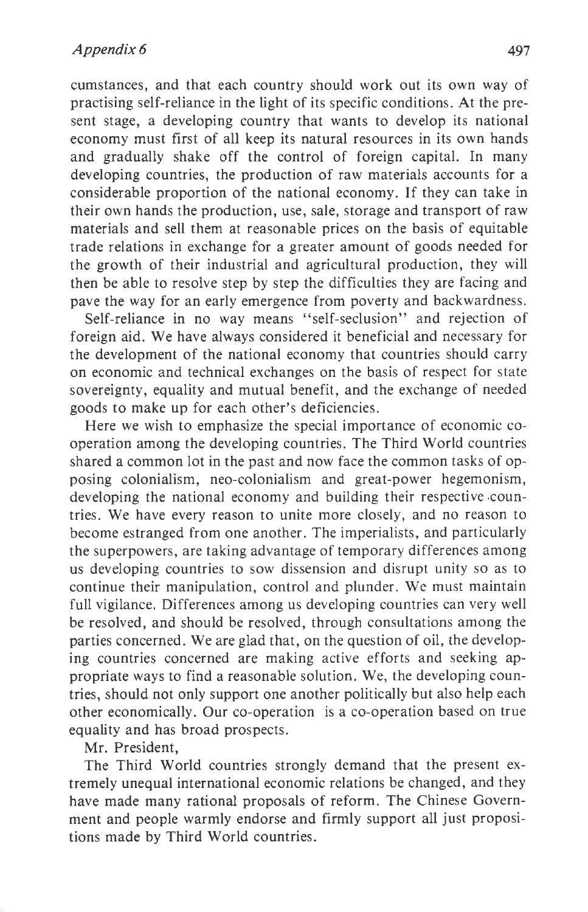cumstances, and that each country should work out its own way of practising self-reliance in the light of its specific conditions. At the present stage, a developing country that wants to develop its national economy must first of all keep its natural resources in its own hands and gradually shake off the control of foreign capital. In many developing countries, the production of raw materials accounts for a considerable proportion of the national economy. If they can take in their own hands the production, use, sale, storage and transport of raw materials and sell them at reasonable prices on the basis of equitable trade relations in exchange for a greater amount of goods needed for the growth of their industrial and agricultural production, they will then be able to resolve step by step the difficulties they are facing and pave the way for an early emergence from poverty and backwardness.

Self-reliance in no way means "self-seclusion" and rejection of foreign aid. We have always considered it beneficial and necessary for the development of the national economy that countries should carry on economic and technical exchanges on the basis of respect for state sovereignty, equality and mutual benefit, and the exchange of needed goods to make up for each other's deficiencies.

Here we wish to emphasize the special importance of economic co-operation among the developing countries. The Third World countries shared a common lot in the past and now face the common tasks of opposing colonialism, neo-colonialism and great-power hegemonism, developing the national economy and building their respective countries. We have every reason to unite more closely, and no reason to become estranged from one another. The imperialists, and particularly the superpowers, are taking advantage of temporary differences among us developing countries to sow dissension and disrupt unity so as to continue their manipulation, control and plunder. We must maintain full vigilance. Differences among us developing countries can very well be resolved, and should be resolved, through consultations among the parties concerned. We are glad that, on the question of oil, the developing countries concerned are making active efforts and seeking appropriate ways to find a reasonable solution. We, the developing countries, should not only support one another politically but also help each other economically. Our co-operation is a co-operation based on true equality and has broad prospects.

Mr. President,

The Third World countries strongly demand that the present extremely unequal international economic relations be changed, and they have made many rational proposals of reform. The Chinese Government and people warmly endorse and firmly support all just propositions made by Third World countries.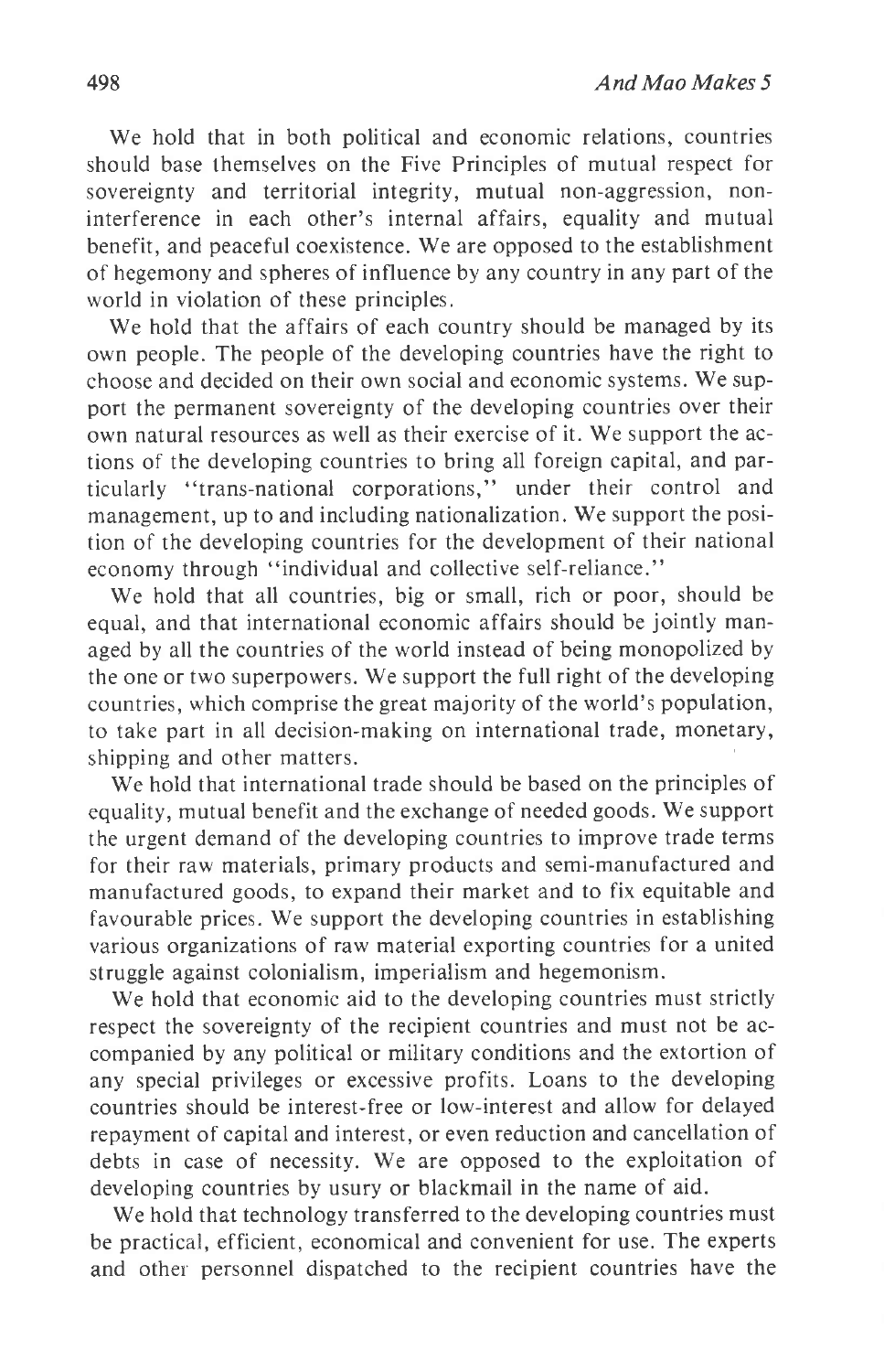We hold that in both political and economic relations, countries should base themselves on the Five Principles of mutual respect for sovereignty and territorial integrity, mutual non-aggression, non-interference in each other's internal affairs, equality and mutual benefit, and peaceful coexistence. We are opposed to the establishment of hegemony and spheres of influence by any country in any part of the world in violation of these principles.

We hold that the affairs of each country should be managed by its own people. The people of the developing countries have the right to choose and decided on their own social and economic systems. We support the permanent sovereignty of the developing countries over their own natural resources as well as their exercise of it. We support the actions of the developing countries to bring all foreign capital, and particularly "trans-national corporations," under their control and management, up to and including nationalization. We support the position of the developing countries for the development of their national economy through "individual and collective self-reliance."

We hold that all countries, big or small, rich or poor, should be equal, and that international economic affairs should be jointly managed by all the countries of the world instead of being monopolized by the one or two superpowers. We support the full right of the developing countries, which comprise the great majority of the world's population, to take part in all decision-making on international trade, monetary, shipping and other matters.

We hold that international trade should be based on the principles of equality, mutual benefit and the exchange of needed goods. We support the urgent demand of the developing countries to improve trade terms for their raw materials, primary products and semi-manufactured and manufactured goods, to expand their market and to fix equitable and favourable prices. We support the developing countries in establishing various organizations of raw material exporting countries for a united struggle against colonialism, imperialism and hegemonism.

We hold that economic aid to the developing countries must strictly respect the sovereignty of the recipient countries and must not be accompanied by any political or military conditions and the extortion of any special privileges or excessive profits. Loans to the developing countries should be interest-free or low-interest and allow for delayed repayment of capital and interest, or even reduction and cancellation of debts in case of necessity. We are opposed to the exploitation of developing countries by usury or blackmail in the name of aid.

We hold that technology transferred to the developing countries must be practical, efficient, economical and convenient for use. The experts and other personnel dispatched to the recipient countries have the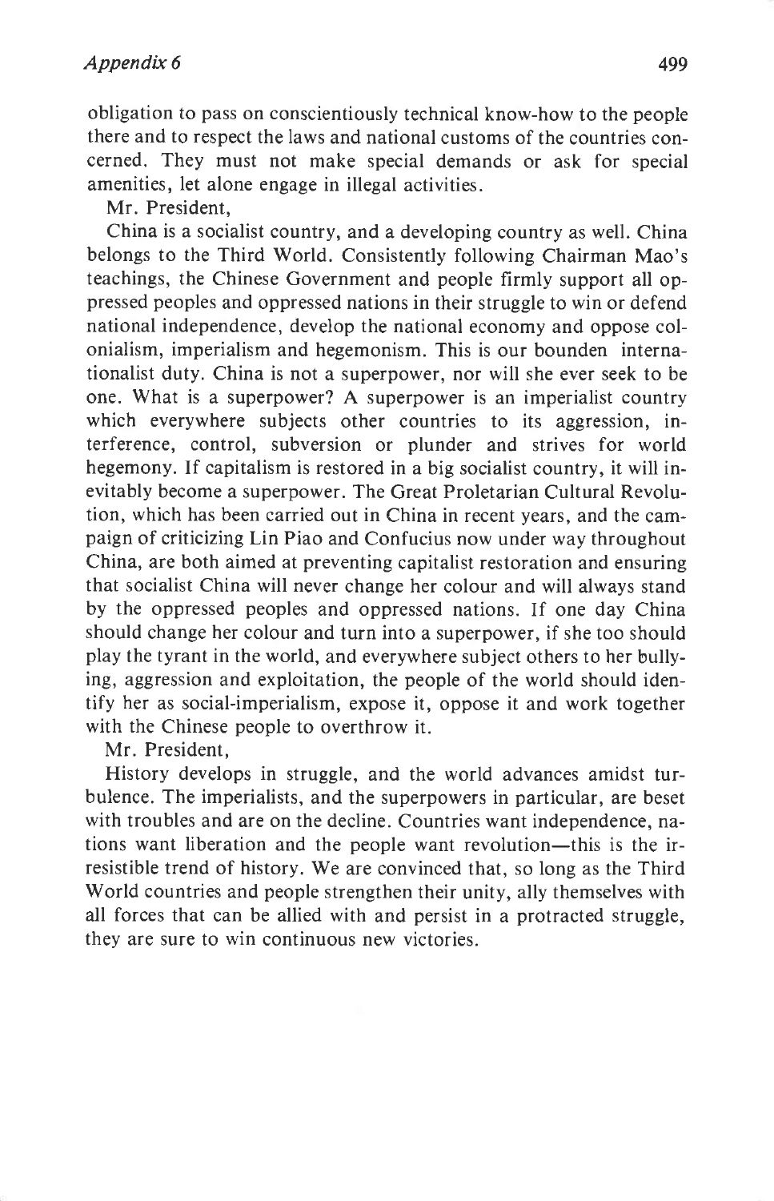obligation to pass on conscientiously technical know-how to the people there and to respect the laws and national customs of the countries concerned. They must not make special demands or ask for special amenities, let alone engage in illegal activities.

Mr. President,

China is a socialist country, and a developing country as well. China belongs to the Third World. Consistently following Chairman Mao's teachings, the Chinese Government and people firmly support all oppressed peoples and oppressed nations in their struggle to win or defend national independence, develop the national economy and oppose colonialism, imperialism and hegemonism. This is our bounden internationalist duty. China is not a superpower, nor will she ever seek to be one. What is a superpower? A superpower is an imperialist country which everywhere subjects other countries to its aggression, interference, control, subversion or plunder and strives for world hegemony. If capitalism is restored in a big socialist country, it will inevitably become a superpower. The Great Proletarian Cultural Revolution, which has been carried out in China in recent years, and the campaign of criticizing Lin Piao and Confucius now under way throughout China, are both aimed at preventing capitalist restoration and ensuring that socialist China will never change her colour and will always stand by the oppressed peoples and oppressed nations. If one day China should change her colour and turn into a superpower, if she too should play the tyrant in the world, and everywhere subject others to her bullying, aggression and exploitation, the people of the world should identify her as social-imperialism, expose it, oppose it and work together with the Chinese people to overthrow it.

Mr. President,

History develops in struggle, and the world advances amidst turbulence. The imperialists, and the superpowers in particular, are beset with troubles and are on the decline. Countries want independence, nations want liberation and the people want revolution—this is the irresistible trend of history. We are convinced that, so long as the Third World countries and people strengthen their unity, ally themselves with all forces that can be allied with and persist in a protracted struggle, they are sure to win continuous new victories.